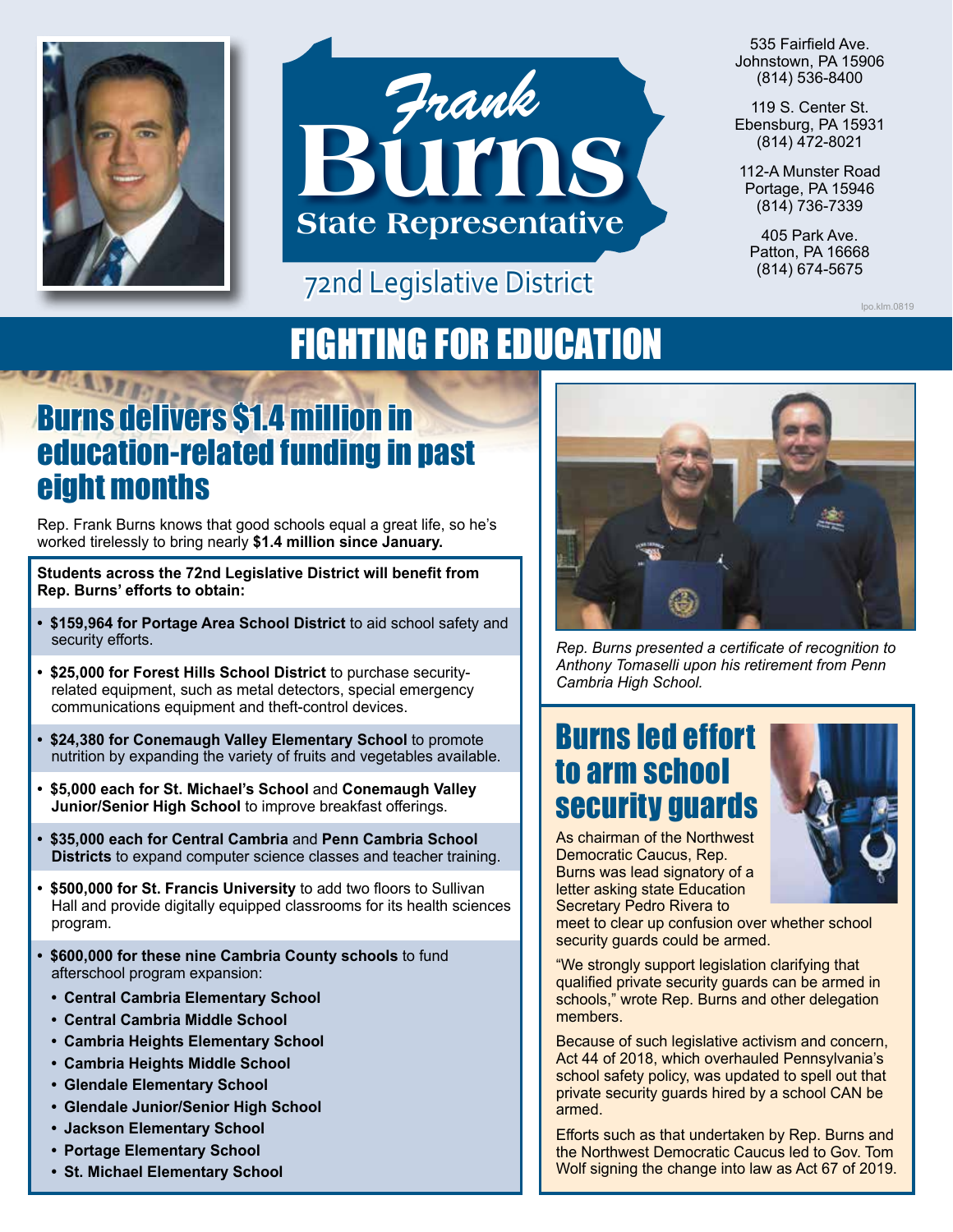# Frank Burns

**State Representative**

72nd Legislative District

535 Fairfield Ave.
Johnstown, PA 15906
(814) 536-8400

119 S. Center St.
Ebensburg, PA 15931
(814) 472-8021

112-A Munster Road
Portage, PA 15946
(814) 736-7339

405 Park Ave.
Patton, PA 16668
(814) 674-5675

lpo.klm.0819

# FIGHTING FOR EDUCATION

## Burns delivers $1.4 million in education-related funding in past eight months

Rep. Frank Burns knows that good schools equal a great life, so he's worked tirelessly to bring nearly **$1.4 million since January.**

**Students across the 72nd Legislative District will benefit from Rep. Burns' efforts to obtain:**

- **$159,964 for Portage Area School District** to aid school safety and security efforts.
- **$25,000 for Forest Hills School District** to purchase security-related equipment, such as metal detectors, special emergency communications equipment and theft-control devices.
- **$24,380 for Conemaugh Valley Elementary School** to promote nutrition by expanding the variety of fruits and vegetables available.
- **$5,000 each for St. Michael's School** and **Conemaugh Valley Junior/Senior High School** to improve breakfast offerings.
- **$35,000 each for Central Cambria** and **Penn Cambria School Districts** to expand computer science classes and teacher training.
- **$500,000 for St. Francis University** to add two floors to Sullivan Hall and provide digitally equipped classrooms for its health sciences program.
- **$600,000 for these nine Cambria County schools** to fund afterschool program expansion:
  - **Central Cambria Elementary School**
  - **Central Cambria Middle School**
  - **Cambria Heights Elementary School**
  - **Cambria Heights Middle School**
  - **Glendale Elementary School**
  - **Glendale Junior/Senior High School**
  - **Jackson Elementary School**
  - **Portage Elementary School**
  - **St. Michael Elementary School**

*Rep. Burns presented a certificate of recognition to Anthony Tomaselli upon his retirement from Penn Cambria High School.*

## Burns led effort to arm school security guards

As chairman of the Northwest Democratic Caucus, Rep. Burns was lead signatory of a letter asking state Education Secretary Pedro Rivera to meet to clear up confusion over whether school security guards could be armed.

"We strongly support legislation clarifying that qualified private security guards can be armed in schools," wrote Rep. Burns and other delegation members.

Because of such legislative activism and concern, Act 44 of 2018, which overhauled Pennsylvania's school safety policy, was updated to spell out that private security guards hired by a school CAN be armed.

Efforts such as that undertaken by Rep. Burns and the Northwest Democratic Caucus led to Gov. Tom Wolf signing the change into law as Act 67 of 2019.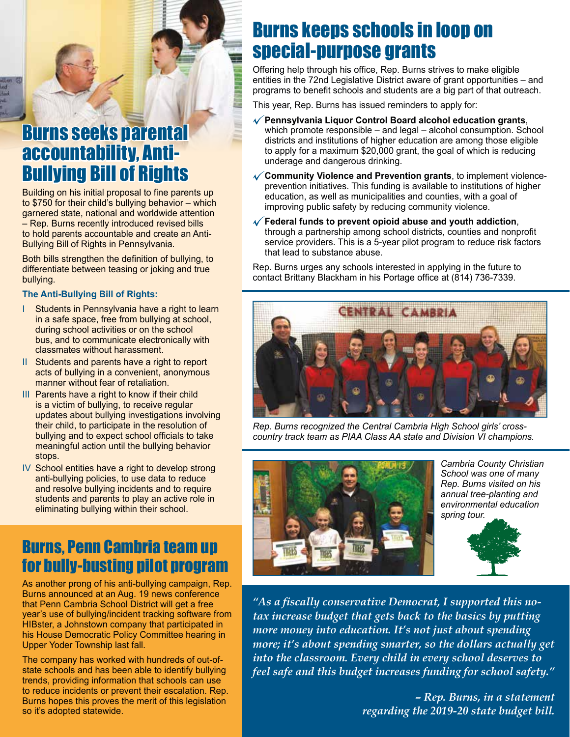## Burns seeks parental accountability, Anti-Bullying Bill of Rights

Building on his initial proposal to fine parents up to $750 for their child's bullying behavior – which garnered state, national and worldwide attention – Rep. Burns recently introduced revised bills to hold parents accountable and create an Anti-Bullying Bill of Rights in Pennsylvania.

Both bills strengthen the definition of bullying, to differentiate between teasing or joking and true bullying.

### The Anti-Bullying Bill of Rights:

- I Students in Pennsylvania have a right to learn in a safe space, free from bullying at school, during school activities or on the school bus, and to communicate electronically with classmates without harassment.
- II Students and parents have a right to report acts of bullying in a convenient, anonymous manner without fear of retaliation.
- III Parents have a right to know if their child is a victim of bullying, to receive regular updates about bullying investigations involving their child, to participate in the resolution of bullying and to expect school officials to take meaningful action until the bullying behavior stops.
- IV School entities have a right to develop strong anti-bullying policies, to use data to reduce and resolve bullying incidents and to require students and parents to play an active role in eliminating bullying within their school.

## Burns, Penn Cambria team up for bully-busting pilot program

As another prong of his anti-bullying campaign, Rep. Burns announced at an Aug. 19 news conference that Penn Cambria School District will get a free year's use of bullying/incident tracking software from HIBster, a Johnstown company that participated in his House Democratic Policy Committee hearing in Upper Yoder Township last fall.

The company has worked with hundreds of out-of-state schools and has been able to identify bullying trends, providing information that schools can use to reduce incidents or prevent their escalation. Rep. Burns hopes this proves the merit of this legislation so it's adopted statewide.

## Burns keeps schools in loop on special-purpose grants

Offering help through his office, Rep. Burns strives to make eligible entities in the 72nd Legislative District aware of grant opportunities – and programs to benefit schools and students are a big part of that outreach.

This year, Rep. Burns has issued reminders to apply for:

- ✓ **Pennsylvania Liquor Control Board alcohol education grants**, which promote responsible – and legal – alcohol consumption. School districts and institutions of higher education are among those eligible to apply for a maximum $20,000 grant, the goal of which is reducing underage and dangerous drinking.
- ✓ **Community Violence and Prevention grants**, to implement violence-prevention initiatives. This funding is available to institutions of higher education, as well as municipalities and counties, with a goal of improving public safety by reducing community violence.
- ✓ **Federal funds to prevent opioid abuse and youth addiction**, through a partnership among school districts, counties and nonprofit service providers. This is a 5-year pilot program to reduce risk factors that lead to substance abuse.

Rep. Burns urges any schools interested in applying in the future to contact Brittany Blackham in his Portage office at (814) 736-7339.

*Rep. Burns recognized the Central Cambria High School girls' cross-country track team as PIAA Class AA state and Division VI champions.*

*Cambria County Christian School was one of many Rep. Burns visited on his annual tree-planting and environmental education spring tour.*

*"As a fiscally conservative Democrat, I supported this no-tax increase budget that gets back to the basics by putting more money into education. It's not just about spending more; it's about spending smarter, so the dollars actually get into the classroom. Every child in every school deserves to feel safe and this budget increases funding for school safety."*

*– Rep. Burns, in a statement regarding the 2019-20 state budget bill.*